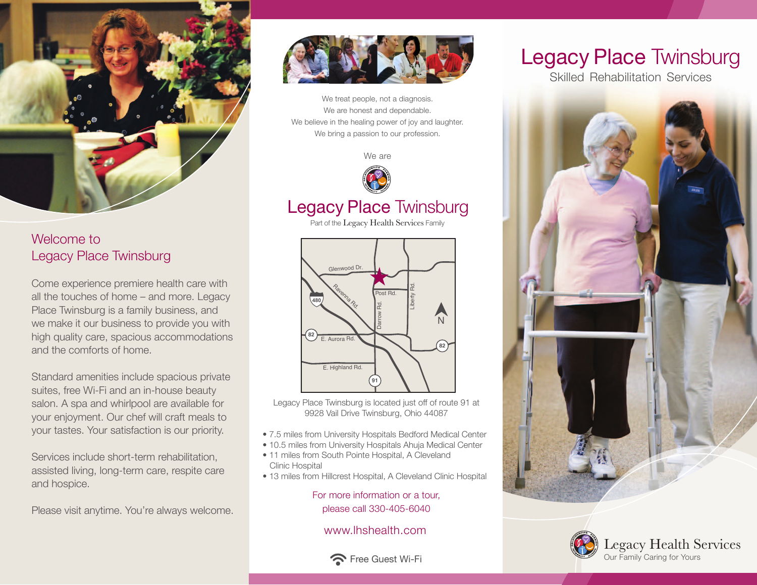## Welcome to Legacy Place Twinsburg

Come experience premiere health care with all the touches of home – and more. Legacy Place Twinsburg is a family business, and we make it our business to provide you with high quality care, spacious accommodations and the comforts of home.

Standard amenities include spacious private suites, free Wi-Fi and an in-house beauty salon. A spa and whirlpool are available for your enjoyment. Our chef will craft meals to your tastes. Your satisfaction is our priority.

Services include short-term rehabilitation, assisted living, long-term care, respite care and hospice.

Please visit anytime. You're always welcome.

We treat people, not a diagnosis.
We are honest and dependable.
We believe in the healing power of joy and laughter.
We bring a passion to our profession.

We are

## Legacy Place Twinsburg

Part of the Legacy Health Services Family

Legacy Place Twinsburg is located just off of route 91 at 9928 Vail Drive Twinsburg, Ohio 44087

- 7.5 miles from University Hospitals Bedford Medical Center
- 10.5 miles from University Hospitals Ahuja Medical Center
- 11 miles from South Pointe Hospital, A Cleveland Clinic Hospital
- 13 miles from Hillcrest Hospital, A Cleveland Clinic Hospital

For more information or a tour, please call 330-405-6040

www.lhshealth.com

Free Guest Wi-Fi

# Legacy Place Twinsburg

Skilled Rehabilitation Services

Legacy Health Services
Our Family Caring for Yours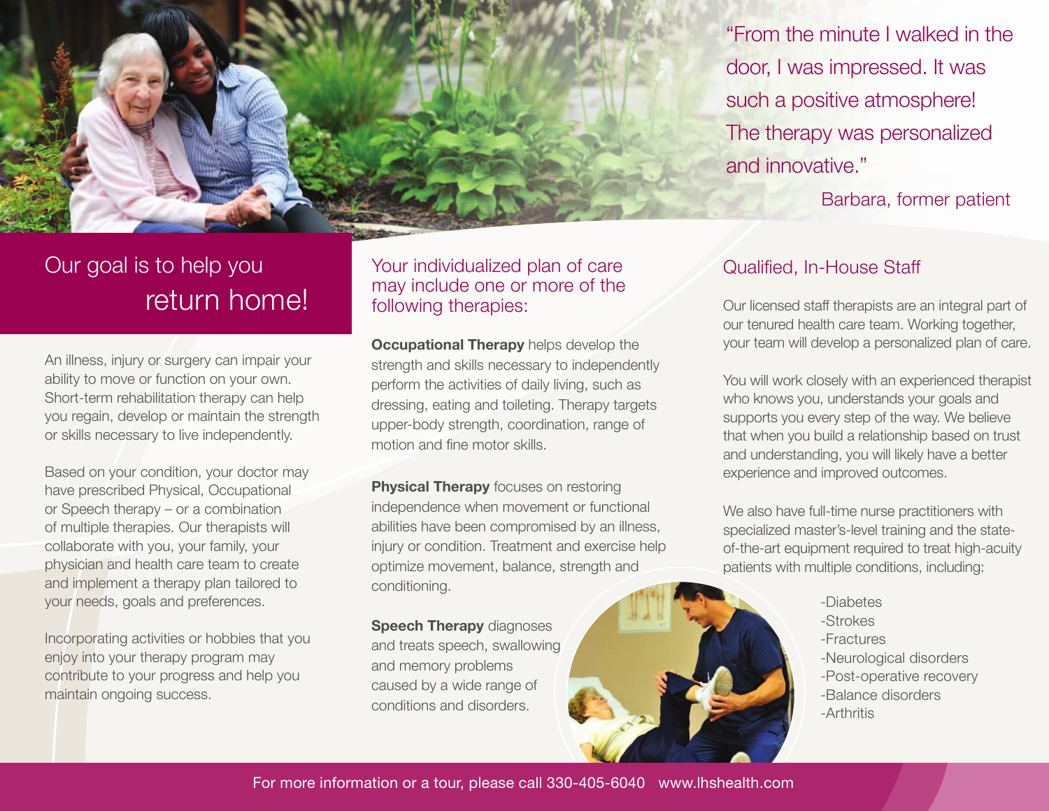"From the minute I walked in the door, I was impressed. It was such a positive atmosphere! The therapy was personalized and innovative."

Barbara, former patient

## Our goal is to help you return home!

An illness, injury or surgery can impair your ability to move or function on your own. Short-term rehabilitation therapy can help you regain, develop or maintain the strength or skills necessary to live independently.

Based on your condition, your doctor may have prescribed Physical, Occupational or Speech therapy – or a combination of multiple therapies. Our therapists will collaborate with you, your family, your physician and health care team to create and implement a therapy plan tailored to your needs, goals and preferences.

Incorporating activities or hobbies that you enjoy into your therapy program may contribute to your progress and help you maintain ongoing success.

## Your individualized plan of care may include one or more of the following therapies:

**Occupational Therapy** helps develop the strength and skills necessary to independently perform the activities of daily living, such as dressing, eating and toileting. Therapy targets upper-body strength, coordination, range of motion and fine motor skills.

**Physical Therapy** focuses on restoring independence when movement or functional abilities have been compromised by an illness, injury or condition. Treatment and exercise help optimize movement, balance, strength and conditioning.

**Speech Therapy** diagnoses and treats speech, swallowing and memory problems caused by a wide range of conditions and disorders.

## Qualified, In-House Staff

Our licensed staff therapists are an integral part of our tenured health care team. Working together, your team will develop a personalized plan of care.

You will work closely with an experienced therapist who knows you, understands your goals and supports you every step of the way. We believe that when you build a relationship based on trust and understanding, you will likely have a better experience and improved outcomes.

We also have full-time nurse practitioners with specialized master's-level training and the state-of-the-art equipment required to treat high-acuity patients with multiple conditions, including:

- Diabetes
- Strokes
- Fractures
- Neurological disorders
- Post-operative recovery
- Balance disorders
- Arthritis

For more information or a tour, please call 330-405-6040 www.lhshealth.com